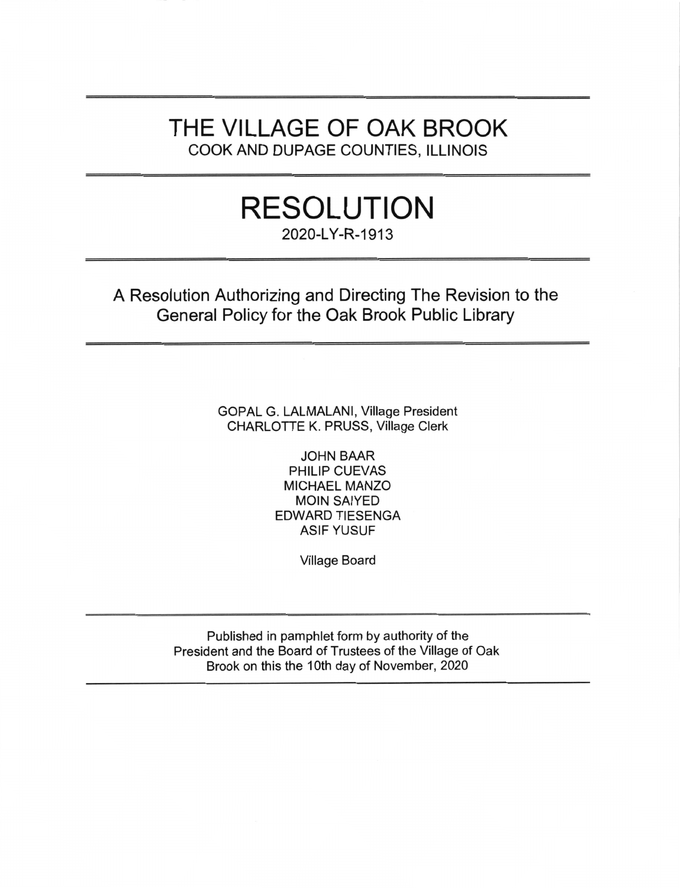# THE VILLAGE OF OAK BROOK

COOK AND DUPAGE COUNTIES, ILLINOIS

# RESOLUTION

2020-LY-R-1913

## A Resolution Authorizing and Directing The Revision to the General Policy for the Oak Brook Public Library

GOPAL G. LALMALANI, Village President
CHARLOTTE K. PRUSS, Village Clerk

JOHN BAAR
PHILIP CUEVAS
MICHAEL MANZO
MOIN SAIYED
EDWARD TIESENGA
ASIF YUSUF

Village Board

Published in pamphlet form by authority of the President and the Board of Trustees of the Village of Oak Brook on this the 10th day of November, 2020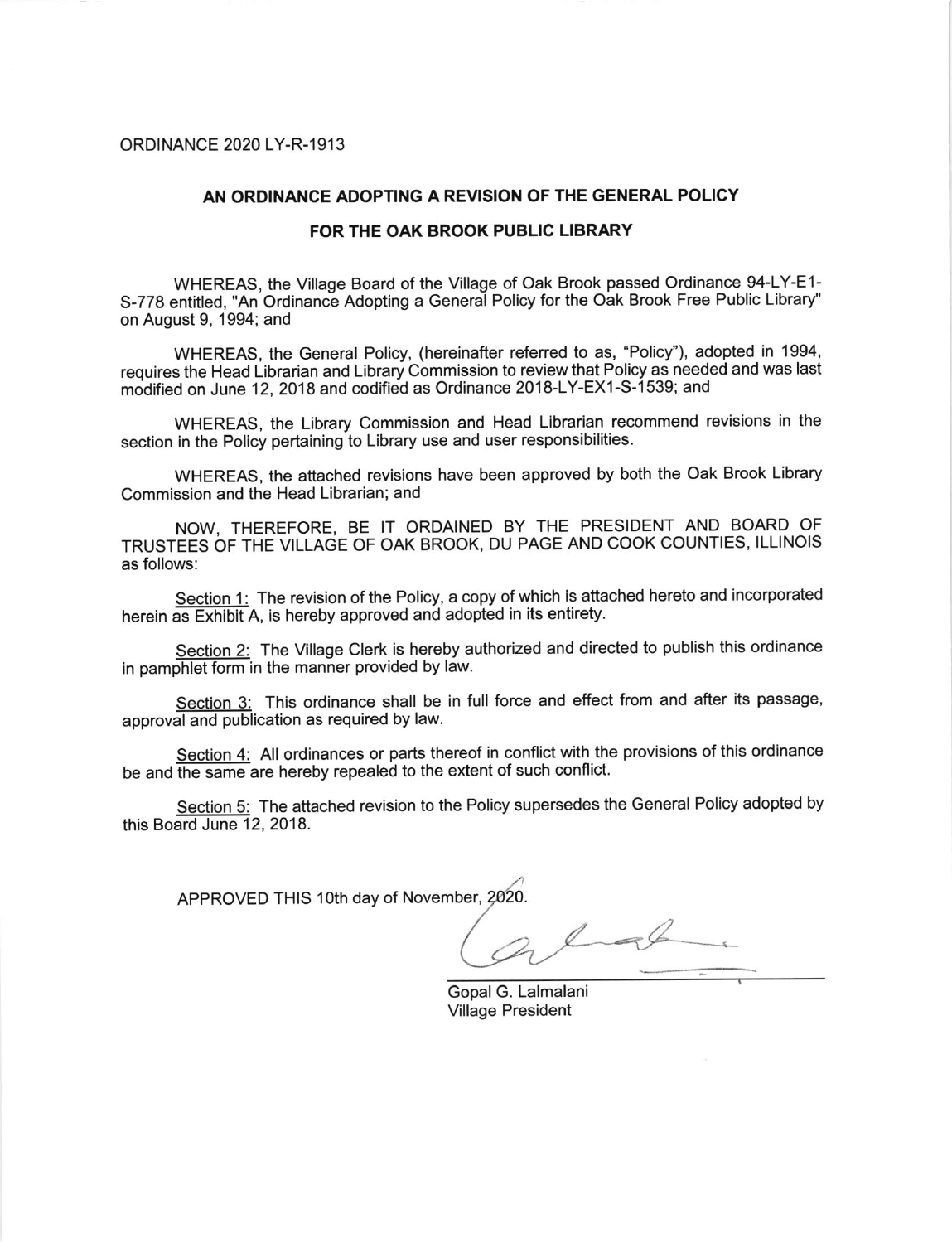ORDINANCE 2020 LY-R-1913

## AN ORDINANCE ADOPTING A REVISION OF THE GENERAL POLICY FOR THE OAK BROOK PUBLIC LIBRARY

WHEREAS, the Village Board of the Village of Oak Brook passed Ordinance 94-LY-E1-S-778 entitled, "An Ordinance Adopting a General Policy for the Oak Brook Free Public Library" on August 9, 1994; and

WHEREAS, the General Policy, (hereinafter referred to as, "Policy"), adopted in 1994, requires the Head Librarian and Library Commission to review that Policy as needed and was last modified on June 12, 2018 and codified as Ordinance 2018-LY-EX1-S-1539; and

WHEREAS, the Library Commission and Head Librarian recommend revisions in the section in the Policy pertaining to Library use and user responsibilities.

WHEREAS, the attached revisions have been approved by both the Oak Brook Library Commission and the Head Librarian; and

NOW, THEREFORE, BE IT ORDAINED BY THE PRESIDENT AND BOARD OF TRUSTEES OF THE VILLAGE OF OAK BROOK, DU PAGE AND COOK COUNTIES, ILLINOIS as follows:

Section 1: The revision of the Policy, a copy of which is attached hereto and incorporated herein as Exhibit A, is hereby approved and adopted in its entirety.

Section 2: The Village Clerk is hereby authorized and directed to publish this ordinance in pamphlet form in the manner provided by law.

Section 3: This ordinance shall be in full force and effect from and after its passage, approval and publication as required by law.

Section 4: All ordinances or parts thereof in conflict with the provisions of this ordinance be and the same are hereby repealed to the extent of such conflict.

Section 5: The attached revision to the Policy supersedes the General Policy adopted by this Board June 12, 2018.

APPROVED THIS 10th day of November, 2020.

Gopal G. Lalmalani
Village President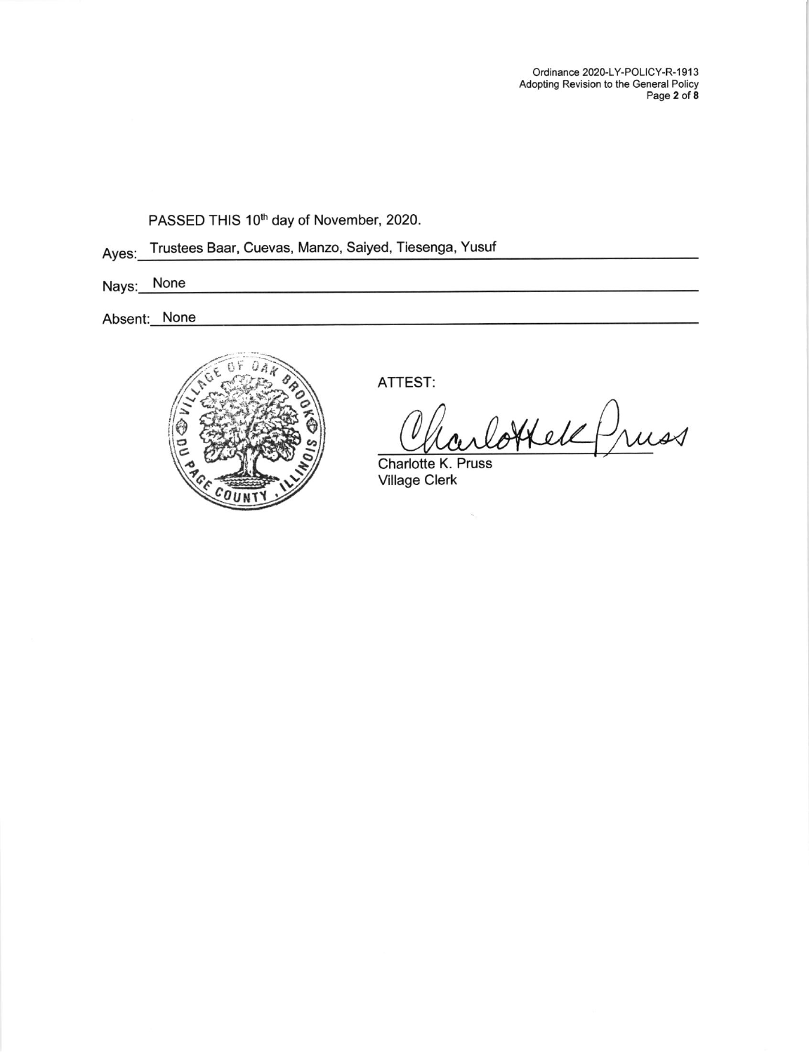PASSED THIS 10th day of November, 2020.

Ayes: Trustees Baar, Cuevas, Manzo, Saiyed, Tiesenga, Yusuf

Nays: None

Absent: None

ATTEST:

Charlotte K. Pruss
Village Clerk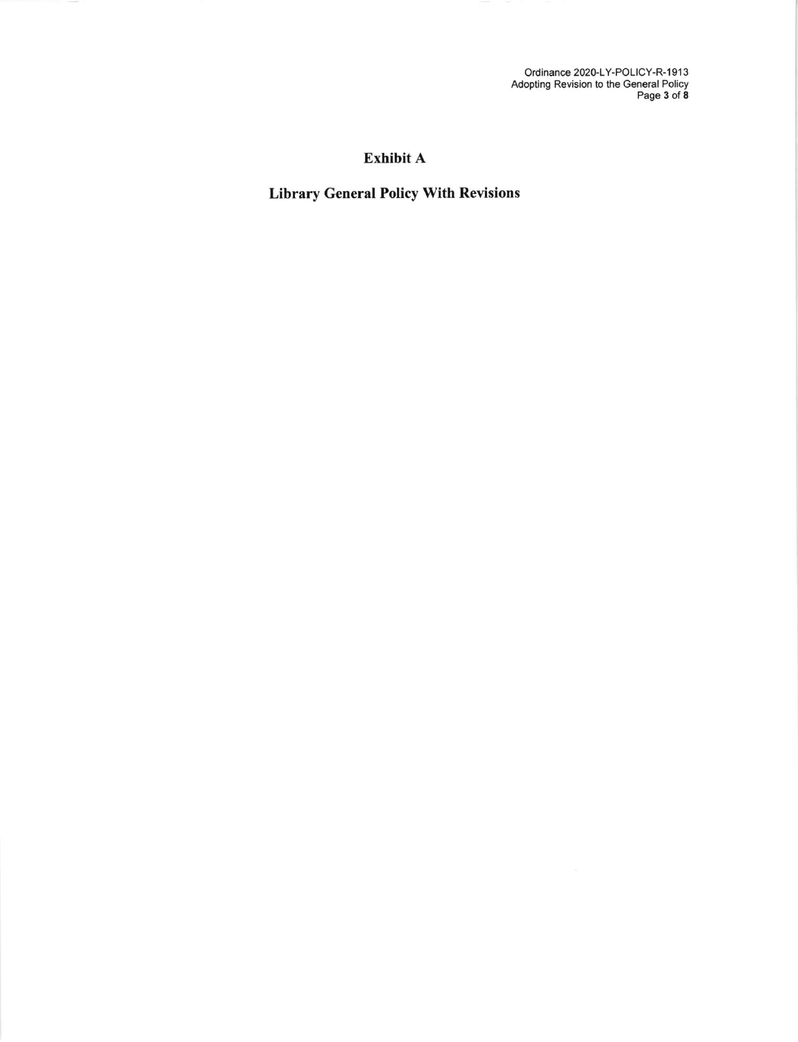# Exhibit A

## Library General Policy With Revisions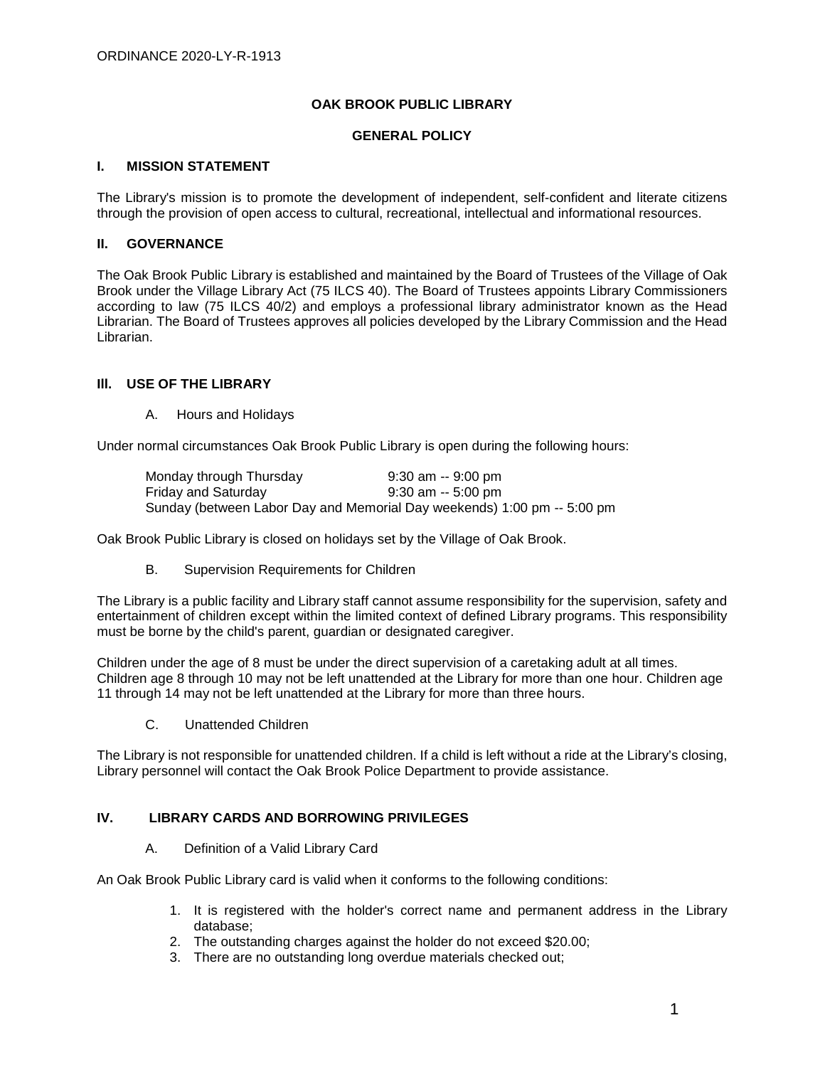ORDINANCE 2020-LY-R-1913

**OAK BROOK PUBLIC LIBRARY**

**GENERAL POLICY**

## I. MISSION STATEMENT

The Library's mission is to promote the development of independent, self-confident and literate citizens through the provision of open access to cultural, recreational, intellectual and informational resources.

## II. GOVERNANCE

The Oak Brook Public Library is established and maintained by the Board of Trustees of the Village of Oak Brook under the Village Library Act (75 ILCS 40). The Board of Trustees appoints Library Commissioners according to law (75 ILCS 40/2) and employs a professional library administrator known as the Head Librarian. The Board of Trustees approves all policies developed by the Library Commission and the Head Librarian.

## III. USE OF THE LIBRARY

### A. Hours and Holidays

Under normal circumstances Oak Brook Public Library is open during the following hours:

| | |
|---|---|
| Monday through Thursday | 9:30 am -- 9:00 pm |
| Friday and Saturday | 9:30 am -- 5:00 pm |
| Sunday (between Labor Day and Memorial Day weekends) | 1:00 pm -- 5:00 pm |

Oak Brook Public Library is closed on holidays set by the Village of Oak Brook.

### B. Supervision Requirements for Children

The Library is a public facility and Library staff cannot assume responsibility for the supervision, safety and entertainment of children except within the limited context of defined Library programs. This responsibility must be borne by the child's parent, guardian or designated caregiver.

Children under the age of 8 must be under the direct supervision of a caretaking adult at all times. Children age 8 through 10 may not be left unattended at the Library for more than one hour. Children age 11 through 14 may not be left unattended at the Library for more than three hours.

### C. Unattended Children

The Library is not responsible for unattended children. If a child is left without a ride at the Library's closing, Library personnel will contact the Oak Brook Police Department to provide assistance.

## IV. LIBRARY CARDS AND BORROWING PRIVILEGES

### A. Definition of a Valid Library Card

An Oak Brook Public Library card is valid when it conforms to the following conditions:

1. It is registered with the holder's correct name and permanent address in the Library database;
2. The outstanding charges against the holder do not exceed $20.00;
3. There are no outstanding long overdue materials checked out;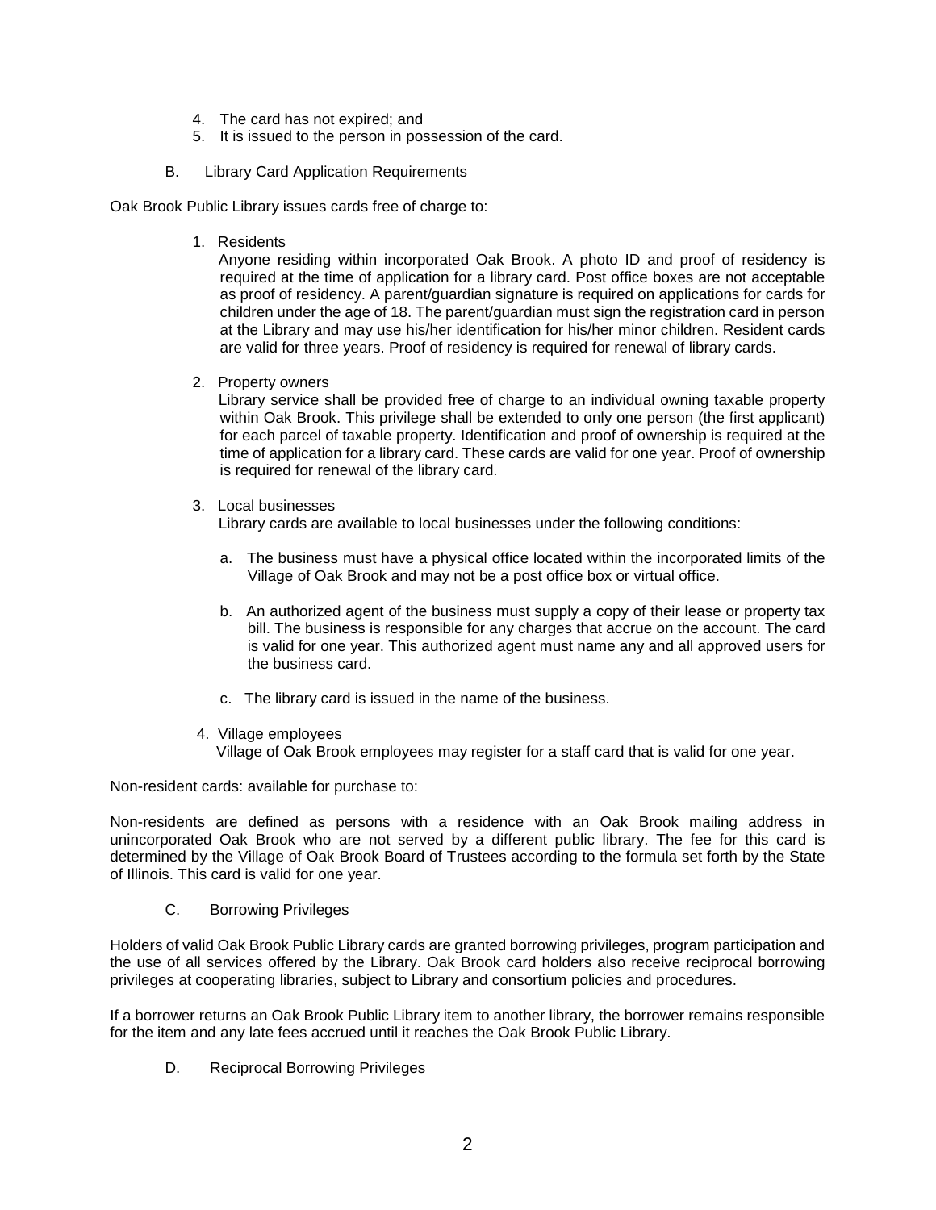4. The card has not expired; and
5. It is issued to the person in possession of the card.

B. Library Card Application Requirements

Oak Brook Public Library issues cards free of charge to:

1. Residents
   Anyone residing within incorporated Oak Brook. A photo ID and proof of residency is required at the time of application for a library card. Post office boxes are not acceptable as proof of residency. A parent/guardian signature is required on applications for cards for children under the age of 18. The parent/guardian must sign the registration card in person at the Library and may use his/her identification for his/her minor children. Resident cards are valid for three years. Proof of residency is required for renewal of library cards.

2. Property owners
   Library service shall be provided free of charge to an individual owning taxable property within Oak Brook. This privilege shall be extended to only one person (the first applicant) for each parcel of taxable property. Identification and proof of ownership is required at the time of application for a library card. These cards are valid for one year. Proof of ownership is required for renewal of the library card.

3. Local businesses
   Library cards are available to local businesses under the following conditions:

   a. The business must have a physical office located within the incorporated limits of the Village of Oak Brook and may not be a post office box or virtual office.

   b. An authorized agent of the business must supply a copy of their lease or property tax bill. The business is responsible for any charges that accrue on the account. The card is valid for one year. This authorized agent must name any and all approved users for the business card.

   c. The library card is issued in the name of the business.

4. Village employees
   Village of Oak Brook employees may register for a staff card that is valid for one year.

Non-resident cards: available for purchase to:

Non-residents are defined as persons with a residence with an Oak Brook mailing address in unincorporated Oak Brook who are not served by a different public library. The fee for this card is determined by the Village of Oak Brook Board of Trustees according to the formula set forth by the State of Illinois. This card is valid for one year.

C. Borrowing Privileges

Holders of valid Oak Brook Public Library cards are granted borrowing privileges, program participation and the use of all services offered by the Library. Oak Brook card holders also receive reciprocal borrowing privileges at cooperating libraries, subject to Library and consortium policies and procedures.

If a borrower returns an Oak Brook Public Library item to another library, the borrower remains responsible for the item and any late fees accrued until it reaches the Oak Brook Public Library.

D. Reciprocal Borrowing Privileges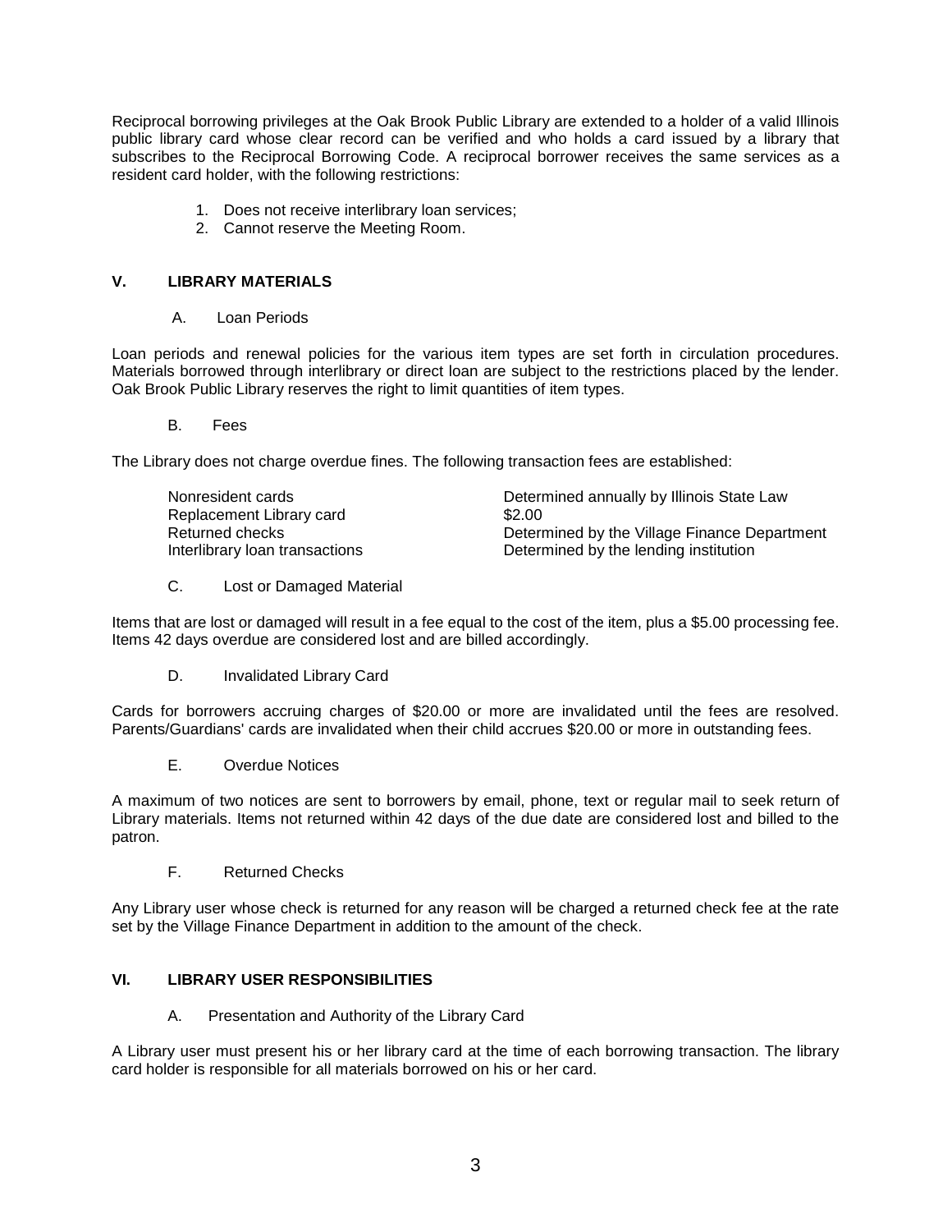Reciprocal borrowing privileges at the Oak Brook Public Library are extended to a holder of a valid Illinois public library card whose clear record can be verified and who holds a card issued by a library that subscribes to the Reciprocal Borrowing Code. A reciprocal borrower receives the same services as a resident card holder, with the following restrictions:

1. Does not receive interlibrary loan services;
2. Cannot reserve the Meeting Room.

## V. LIBRARY MATERIALS

### A. Loan Periods

Loan periods and renewal policies for the various item types are set forth in circulation procedures. Materials borrowed through interlibrary or direct loan are subject to the restrictions placed by the lender. Oak Brook Public Library reserves the right to limit quantities of item types.

### B. Fees

The Library does not charge overdue fines. The following transaction fees are established:

| | |
|---|---|
| Nonresident cards | Determined annually by Illinois State Law |
| Replacement Library card | $2.00 |
| Returned checks | Determined by the Village Finance Department |
| Interlibrary loan transactions | Determined by the lending institution |

### C. Lost or Damaged Material

Items that are lost or damaged will result in a fee equal to the cost of the item, plus a $5.00 processing fee. Items 42 days overdue are considered lost and are billed accordingly.

### D. Invalidated Library Card

Cards for borrowers accruing charges of $20.00 or more are invalidated until the fees are resolved. Parents/Guardians' cards are invalidated when their child accrues $20.00 or more in outstanding fees.

### E. Overdue Notices

A maximum of two notices are sent to borrowers by email, phone, text or regular mail to seek return of Library materials. Items not returned within 42 days of the due date are considered lost and billed to the patron.

### F. Returned Checks

Any Library user whose check is returned for any reason will be charged a returned check fee at the rate set by the Village Finance Department in addition to the amount of the check.

## VI. LIBRARY USER RESPONSIBILITIES

### A. Presentation and Authority of the Library Card

A Library user must present his or her library card at the time of each borrowing transaction. The library card holder is responsible for all materials borrowed on his or her card.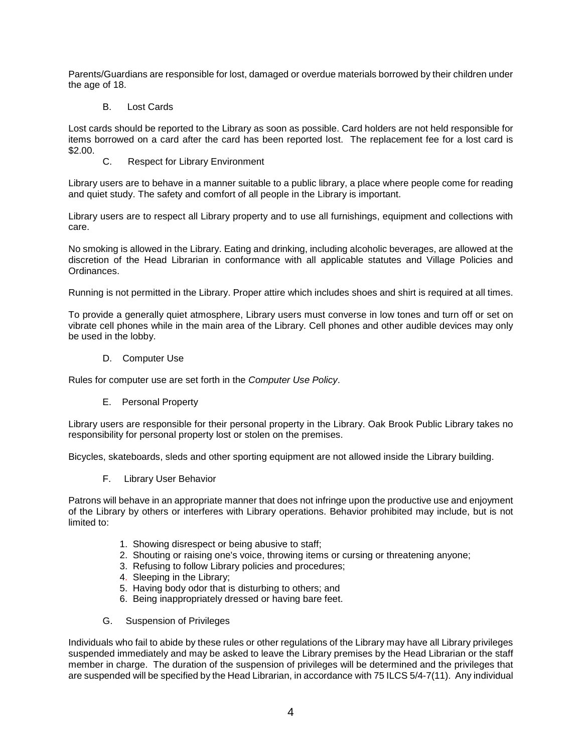Parents/Guardians are responsible for lost, damaged or overdue materials borrowed by their children under the age of 18.

### B. Lost Cards

Lost cards should be reported to the Library as soon as possible. Card holders are not held responsible for items borrowed on a card after the card has been reported lost. The replacement fee for a lost card is $2.00.

### C. Respect for Library Environment

Library users are to behave in a manner suitable to a public library, a place where people come for reading and quiet study. The safety and comfort of all people in the Library is important.

Library users are to respect all Library property and to use all furnishings, equipment and collections with care.

No smoking is allowed in the Library. Eating and drinking, including alcoholic beverages, are allowed at the discretion of the Head Librarian in conformance with all applicable statutes and Village Policies and Ordinances.

Running is not permitted in the Library. Proper attire which includes shoes and shirt is required at all times.

To provide a generally quiet atmosphere, Library users must converse in low tones and turn off or set on vibrate cell phones while in the main area of the Library. Cell phones and other audible devices may only be used in the lobby.

### D. Computer Use

Rules for computer use are set forth in the *Computer Use Policy*.

### E. Personal Property

Library users are responsible for their personal property in the Library. Oak Brook Public Library takes no responsibility for personal property lost or stolen on the premises.

Bicycles, skateboards, sleds and other sporting equipment are not allowed inside the Library building.

### F. Library User Behavior

Patrons will behave in an appropriate manner that does not infringe upon the productive use and enjoyment of the Library by others or interferes with Library operations. Behavior prohibited may include, but is not limited to:

1. Showing disrespect or being abusive to staff;
2. Shouting or raising one's voice, throwing items or cursing or threatening anyone;
3. Refusing to follow Library policies and procedures;
4. Sleeping in the Library;
5. Having body odor that is disturbing to others; and
6. Being inappropriately dressed or having bare feet.

### G. Suspension of Privileges

Individuals who fail to abide by these rules or other regulations of the Library may have all Library privileges suspended immediately and may be asked to leave the Library premises by the Head Librarian or the staff member in charge. The duration of the suspension of privileges will be determined and the privileges that are suspended will be specified by the Head Librarian, in accordance with 75 ILCS 5/4-7(11). Any individual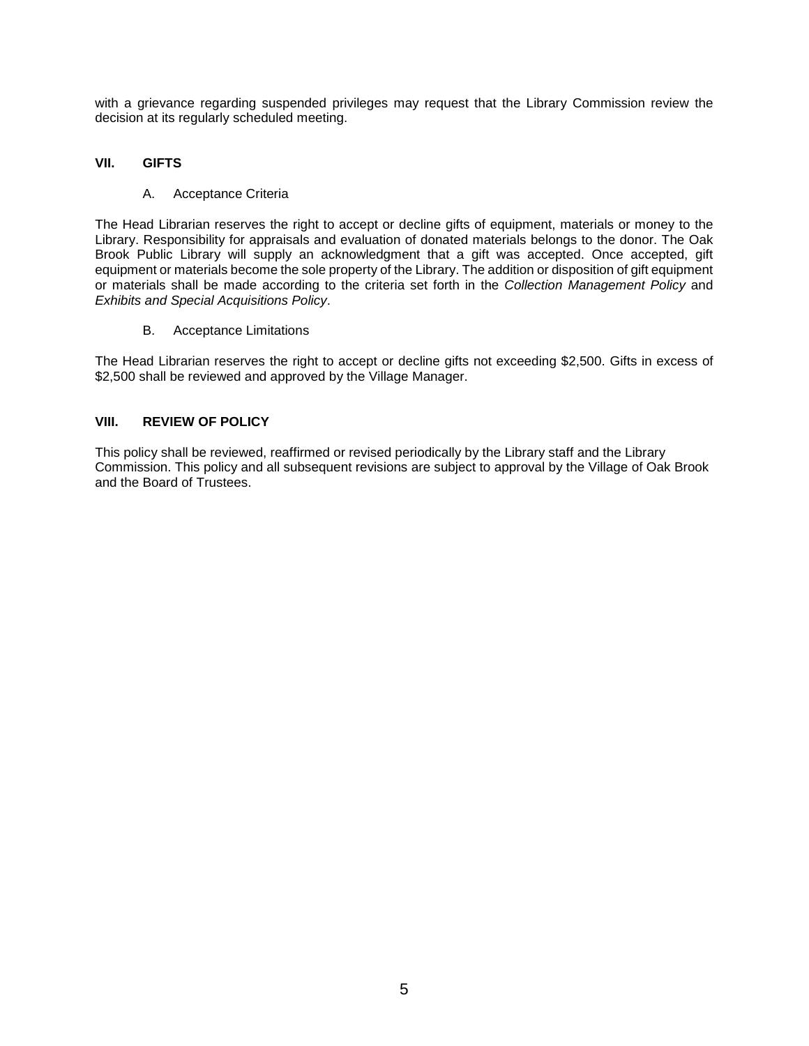with a grievance regarding suspended privileges may request that the Library Commission review the decision at its regularly scheduled meeting.

## VII. GIFTS

### A. Acceptance Criteria

The Head Librarian reserves the right to accept or decline gifts of equipment, materials or money to the Library. Responsibility for appraisals and evaluation of donated materials belongs to the donor. The Oak Brook Public Library will supply an acknowledgment that a gift was accepted. Once accepted, gift equipment or materials become the sole property of the Library. The addition or disposition of gift equipment or materials shall be made according to the criteria set forth in the *Collection Management Policy* and *Exhibits and Special Acquisitions Policy*.

### B. Acceptance Limitations

The Head Librarian reserves the right to accept or decline gifts not exceeding $2,500. Gifts in excess of $2,500 shall be reviewed and approved by the Village Manager.

## VIII. REVIEW OF POLICY

This policy shall be reviewed, reaffirmed or revised periodically by the Library staff and the Library Commission. This policy and all subsequent revisions are subject to approval by the Village of Oak Brook and the Board of Trustees.